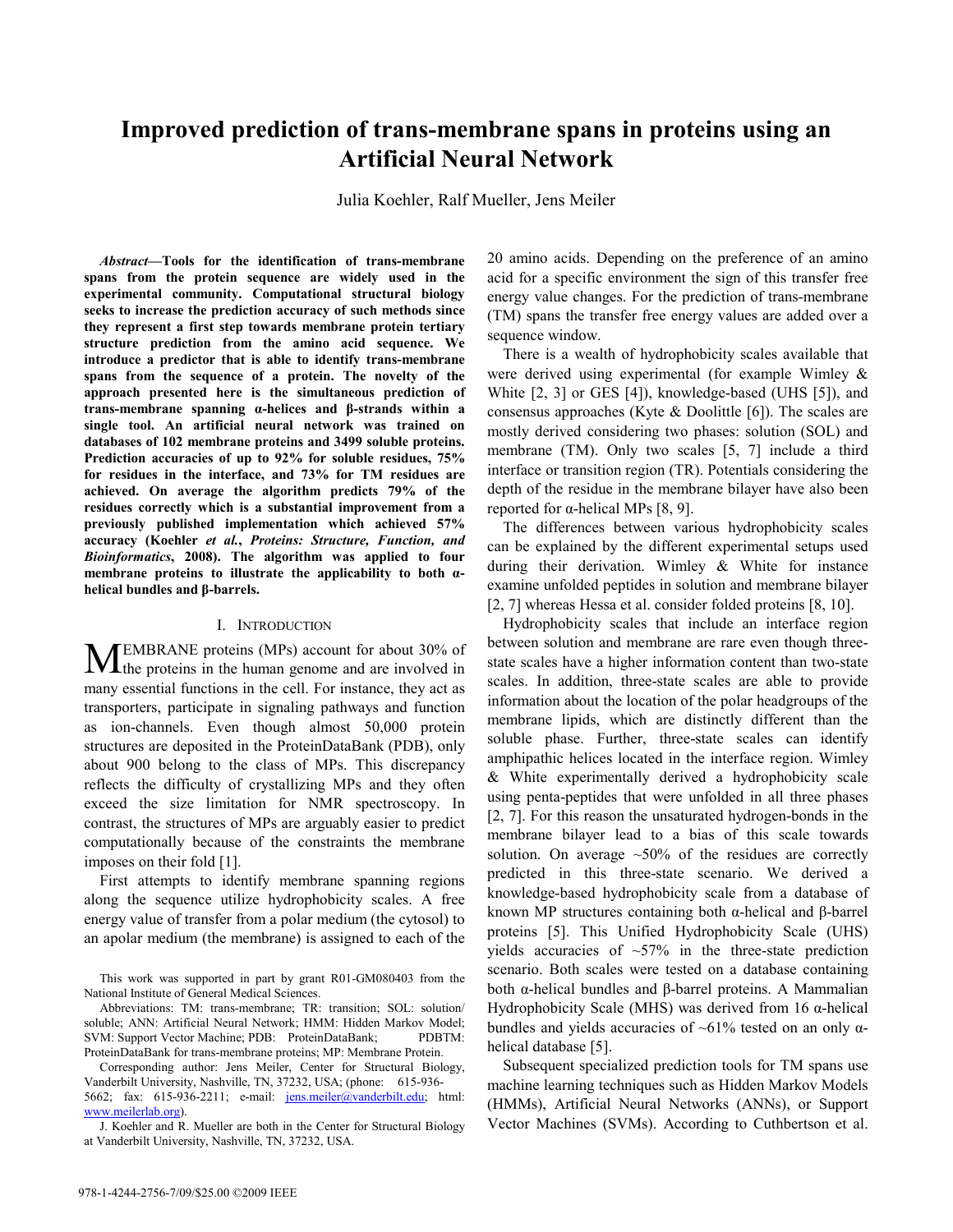# Improved prediction of trans-membrane spans in proteins using an Artificial Neural Network

Julia Koehler, Ralf Mueller, Jens Meiler

***Abstract*—Tools for the identification of trans-membrane spans from the protein sequence are widely used in the experimental community. Computational structural biology seeks to increase the prediction accuracy of such methods since they represent a first step towards membrane protein tertiary structure prediction from the amino acid sequence. We introduce a predictor that is able to identify trans-membrane spans from the sequence of a protein. The novelty of the approach presented here is the simultaneous prediction of trans-membrane spanning α-helices and β-strands within a single tool. An artificial neural network was trained on databases of 102 membrane proteins and 3499 soluble proteins. Prediction accuracies of up to 92% for soluble residues, 75% for residues in the interface, and 73% for TM residues are achieved. On average the algorithm predicts 79% of the residues correctly which is a substantial improvement from a previously published implementation which achieved 57% accuracy (Koehler *et al.*, *Proteins: Structure, Function, and Bioinformatics*, 2008). The algorithm was applied to four membrane proteins to illustrate the applicability to both α-helical bundles and β-barrels.**

## I. Introduction

MEMBRANE proteins (MPs) account for about 30% of the proteins in the human genome and are involved in many essential functions in the cell. For instance, they act as transporters, participate in signaling pathways and function as ion-channels. Even though almost 50,000 protein structures are deposited in the ProteinDataBank (PDB), only about 900 belong to the class of MPs. This discrepancy reflects the difficulty of crystallizing MPs and they often exceed the size limitation for NMR spectroscopy. In contrast, the structures of MPs are arguably easier to predict computationally because of the constraints the membrane imposes on their fold [1].

First attempts to identify membrane spanning regions along the sequence utilize hydrophobicity scales. A free energy value of transfer from a polar medium (the cytosol) to an apolar medium (the membrane) is assigned to each of the 20 amino acids. Depending on the preference of an amino acid for a specific environment the sign of this transfer free energy value changes. For the prediction of trans-membrane (TM) spans the transfer free energy values are added over a sequence window.

There is a wealth of hydrophobicity scales available that were derived using experimental (for example Wimley & White [2, 3] or GES [4]), knowledge-based (UHS [5]), and consensus approaches (Kyte & Doolittle [6]). The scales are mostly derived considering two phases: solution (SOL) and membrane (TM). Only two scales [5, 7] include a third interface or transition region (TR). Potentials considering the depth of the residue in the membrane bilayer have also been reported for α-helical MPs [8, 9].

The differences between various hydrophobicity scales can be explained by the different experimental setups used during their derivation. Wimley & White for instance examine unfolded peptides in solution and membrane bilayer [2, 7] whereas Hessa et al. consider folded proteins [8, 10].

Hydrophobicity scales that include an interface region between solution and membrane are rare even though three-state scales have a higher information content than two-state scales. In addition, three-state scales are able to provide information about the location of the polar headgroups of the membrane lipids, which are distinctly different than the soluble phase. Further, three-state scales can identify amphipathic helices located in the interface region. Wimley & White experimentally derived a hydrophobicity scale using penta-peptides that were unfolded in all three phases [2, 7]. For this reason the unsaturated hydrogen-bonds in the membrane bilayer lead to a bias of this scale towards solution. On average ~50% of the residues are correctly predicted in this three-state scenario. We derived a knowledge-based hydrophobicity scale from a database of known MP structures containing both α-helical and β-barrel proteins [5]. This Unified Hydrophobicity Scale (UHS) yields accuracies of ~57% in the three-state prediction scenario. Both scales were tested on a database containing both α-helical bundles and β-barrel proteins. A Mammalian Hydrophobicity Scale (MHS) was derived from 16 α-helical bundles and yields accuracies of ~61% tested on an only α-helical database [5].

Subsequent specialized prediction tools for TM spans use machine learning techniques such as Hidden Markov Models (HMMs), Artificial Neural Networks (ANNs), or Support Vector Machines (SVMs). According to Cuthbertson et al.

---

This work was supported in part by grant R01-GM080403 from the National Institute of General Medical Sciences.

Abbreviations: TM: trans-membrane; TR: transition; SOL: solution/ soluble; ANN: Artificial Neural Network; HMM: Hidden Markov Model; SVM: Support Vector Machine; PDB: ProteinDataBank; PDBTM: ProteinDataBank for trans-membrane proteins; MP: Membrane Protein.

Corresponding author: Jens Meiler, Center for Structural Biology, Vanderbilt University, Nashville, TN, 37232, USA; (phone: 615-936-5662; fax: 615-936-2211; e-mail: jens.meiler@vanderbilt.edu; html: www.meilerlab.org).

J. Koehler and R. Mueller are both in the Center for Structural Biology at Vanderbilt University, Nashville, TN, 37232, USA.

978-1-4244-2756-7/09/$25.00 ©2009 IEEE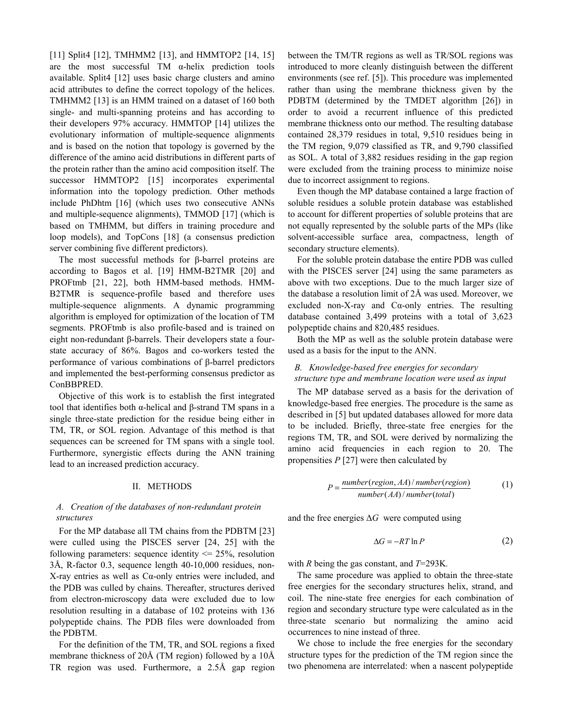[11] Split4 [12], TMHMM2 [13], and HMMTOP2 [14, 15] are the most successful TM α-helix prediction tools available. Split4 [12] uses basic charge clusters and amino acid attributes to define the correct topology of the helices. TMHMM2 [13] is an HMM trained on a dataset of 160 both single- and multi-spanning proteins and has according to their developers 97% accuracy. HMMTOP [14] utilizes the evolutionary information of multiple-sequence alignments and is based on the notion that topology is governed by the difference of the amino acid distributions in different parts of the protein rather than the amino acid composition itself. The successor HMMTOP2 [15] incorporates experimental information into the topology prediction. Other methods include PhDhtm [16] (which uses two consecutive ANNs and multiple-sequence alignments), TMMOD [17] (which is based on TMHMM, but differs in training procedure and loop models), and TopCons [18] (a consensus prediction server combining five different predictors).

The most successful methods for β-barrel proteins are according to Bagos et al. [19] HMM-B2TMR [20] and PROFtmb [21, 22], both HMM-based methods. HMM-B2TMR is sequence-profile based and therefore uses multiple-sequence alignments. A dynamic programming algorithm is employed for optimization of the location of TM segments. PROFtmb is also profile-based and is trained on eight non-redundant β-barrels. Their developers state a four-state accuracy of 86%. Bagos and co-workers tested the performance of various combinations of β-barrel predictors and implemented the best-performing consensus predictor as ConBBPRED.

Objective of this work is to establish the first integrated tool that identifies both α-helical and β-strand TM spans in a single three-state prediction for the residue being either in TM, TR, or SOL region. Advantage of this method is that sequences can be screened for TM spans with a single tool. Furthermore, synergistic effects during the ANN training lead to an increased prediction accuracy.

## II. METHODS

### *A. Creation of the databases of non-redundant protein structures*

For the MP database all TM chains from the PDBTM [23] were culled using the PISCES server [24, 25] with the following parameters: sequence identity <= 25%, resolution 3Å, R-factor 0.3, sequence length 40-10,000 residues, non-X-ray entries as well as Cα-only entries were included, and the PDB was culled by chains. Thereafter, structures derived from electron-microscopy data were excluded due to low resolution resulting in a database of 102 proteins with 136 polypeptide chains. The PDB files were downloaded from the PDBTM.

For the definition of the TM, TR, and SOL regions a fixed membrane thickness of 20Å (TM region) followed by a 10Å TR region was used. Furthermore, a 2.5Å gap region between the TM/TR regions as well as TR/SOL regions was introduced to more cleanly distinguish between the different environments (see ref. [5]). This procedure was implemented rather than using the membrane thickness given by the PDBTM (determined by the TMDET algorithm [26]) in order to avoid a recurrent influence of this predicted membrane thickness onto our method. The resulting database contained 28,379 residues in total, 9,510 residues being in the TM region, 9,079 classified as TR, and 9,790 classified as SOL. A total of 3,882 residues residing in the gap region were excluded from the training process to minimize noise due to incorrect assignment to regions.

Even though the MP database contained a large fraction of soluble residues a soluble protein database was established to account for different properties of soluble proteins that are not equally represented by the soluble parts of the MPs (like solvent-accessible surface area, compactness, length of secondary structure elements).

For the soluble protein database the entire PDB was culled with the PISCES server [24] using the same parameters as above with two exceptions. Due to the much larger size of the database a resolution limit of 2Å was used. Moreover, we excluded non-X-ray and Cα-only entries. The resulting database contained 3,499 proteins with a total of 3,623 polypeptide chains and 820,485 residues.

Both the MP as well as the soluble protein database were used as a basis for the input to the ANN.

### *B. Knowledge-based free energies for secondary structure type and membrane location were used as input*

The MP database served as a basis for the derivation of knowledge-based free energies. The procedure is the same as described in [5] but updated databases allowed for more data to be included. Briefly, three-state free energies for the regions TM, TR, and SOL were derived by normalizing the amino acid frequencies in each region to 20. The propensities $P$ [27] were then calculated by

$$P = \frac{number(region, AA) / number(region)}{number(AA) / number(total)} \quad (1)$$

and the free energies $\Delta G$ were computed using

$$\Delta G = -RT \ln P \quad (2)$$

with $R$ being the gas constant, and $T$=293K.

The same procedure was applied to obtain the three-state free energies for the secondary structures helix, strand, and coil. The nine-state free energies for each combination of region and secondary structure type were calculated as in the three-state scenario but normalizing the amino acid occurrences to nine instead of three.

We chose to include the free energies for the secondary structure types for the prediction of the TM region since the two phenomena are interrelated: when a nascent polypeptide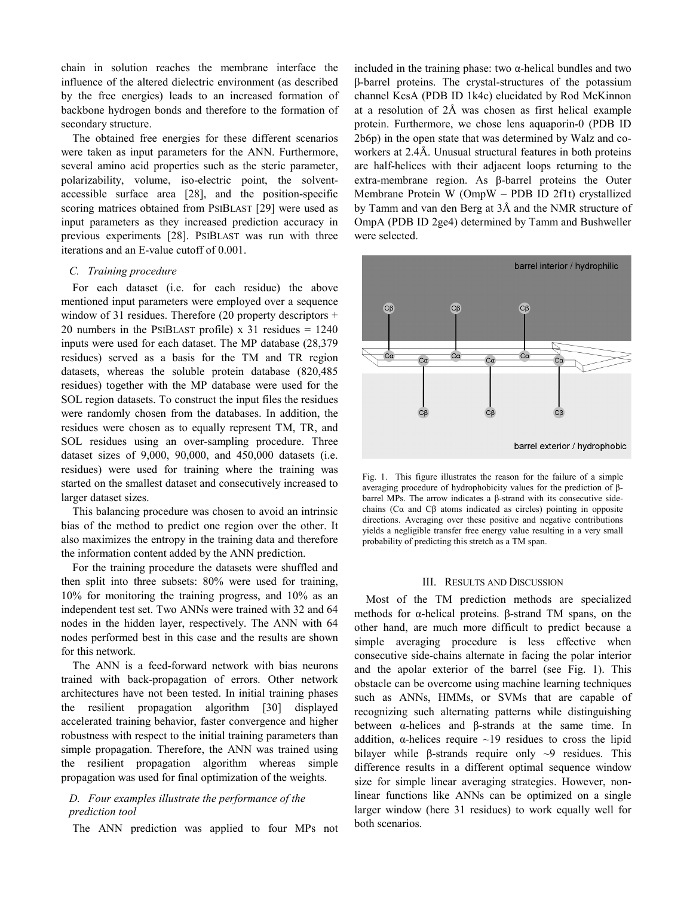chain in solution reaches the membrane interface the influence of the altered dielectric environment (as described by the free energies) leads to an increased formation of backbone hydrogen bonds and therefore to the formation of secondary structure.

The obtained free energies for these different scenarios were taken as input parameters for the ANN. Furthermore, several amino acid properties such as the steric parameter, polarizability, volume, iso-electric point, the solvent-accessible surface area [28], and the position-specific scoring matrices obtained from PSIBLAST [29] were used as input parameters as they increased prediction accuracy in previous experiments [28]. PSIBLAST was run with three iterations and an E-value cutoff of 0.001.

### *C. Training procedure*

For each dataset (i.e. for each residue) the above mentioned input parameters were employed over a sequence window of 31 residues. Therefore (20 property descriptors + 20 numbers in the PSIBLAST profile) x 31 residues = 1240 inputs were used for each dataset. The MP database (28,379 residues) served as a basis for the TM and TR region datasets, whereas the soluble protein database (820,485 residues) together with the MP database were used for the SOL region datasets. To construct the input files the residues were randomly chosen from the databases. In addition, the residues were chosen as to equally represent TM, TR, and SOL residues using an over-sampling procedure. Three dataset sizes of 9,000, 90,000, and 450,000 datasets (i.e. residues) were used for training where the training was started on the smallest dataset and consecutively increased to larger dataset sizes.

This balancing procedure was chosen to avoid an intrinsic bias of the method to predict one region over the other. It also maximizes the entropy in the training data and therefore the information content added by the ANN prediction.

For the training procedure the datasets were shuffled and then split into three subsets: 80% were used for training, 10% for monitoring the training progress, and 10% as an independent test set. Two ANNs were trained with 32 and 64 nodes in the hidden layer, respectively. The ANN with 64 nodes performed best in this case and the results are shown for this network.

The ANN is a feed-forward network with bias neurons trained with back-propagation of errors. Other network architectures have not been tested. In initial training phases the resilient propagation algorithm [30] displayed accelerated training behavior, faster convergence and higher robustness with respect to the initial training parameters than simple propagation. Therefore, the ANN was trained using the resilient propagation algorithm whereas simple propagation was used for final optimization of the weights.

### *D. Four examples illustrate the performance of the prediction tool*

The ANN prediction was applied to four MPs not included in the training phase: two α-helical bundles and two β-barrel proteins. The crystal-structures of the potassium channel KcsA (PDB ID 1k4c) elucidated by Rod McKinnon at a resolution of 2Å was chosen as first helical example protein. Furthermore, we chose lens aquaporin-0 (PDB ID 2b6p) in the open state that was determined by Walz and co-workers at 2.4Å. Unusual structural features in both proteins are half-helices with their adjacent loops returning to the extra-membrane region. As β-barrel proteins the Outer Membrane Protein W (OmpW – PDB ID 2f1t) crystallized by Tamm and van den Berg at 3Å and the NMR structure of OmpA (PDB ID 2ge4) determined by Tamm and Bushweller were selected.

Fig. 1. This figure illustrates the reason for the failure of a simple averaging procedure of hydrophobicity values for the prediction of β-barrel MPs. The arrow indicates a β-strand with its consecutive side-chains (Cα and Cβ atoms indicated as circles) pointing in opposite directions. Averaging over these positive and negative contributions yields a negligible transfer free energy value resulting in a very small probability of predicting this stretch as a TM span.

## III. Results and Discussion

Most of the TM prediction methods are specialized methods for α-helical proteins. β-strand TM spans, on the other hand, are much more difficult to predict because a simple averaging procedure is less effective when consecutive side-chains alternate in facing the polar interior and the apolar exterior of the barrel (see Fig. 1). This obstacle can be overcome using machine learning techniques such as ANNs, HMMs, or SVMs that are capable of recognizing such alternating patterns while distinguishing between α-helices and β-strands at the same time. In addition, α-helices require ~19 residues to cross the lipid bilayer while β-strands require only ~9 residues. This difference results in a different optimal sequence window size for simple linear averaging strategies. However, non-linear functions like ANNs can be optimized on a single larger window (here 31 residues) to work equally well for both scenarios.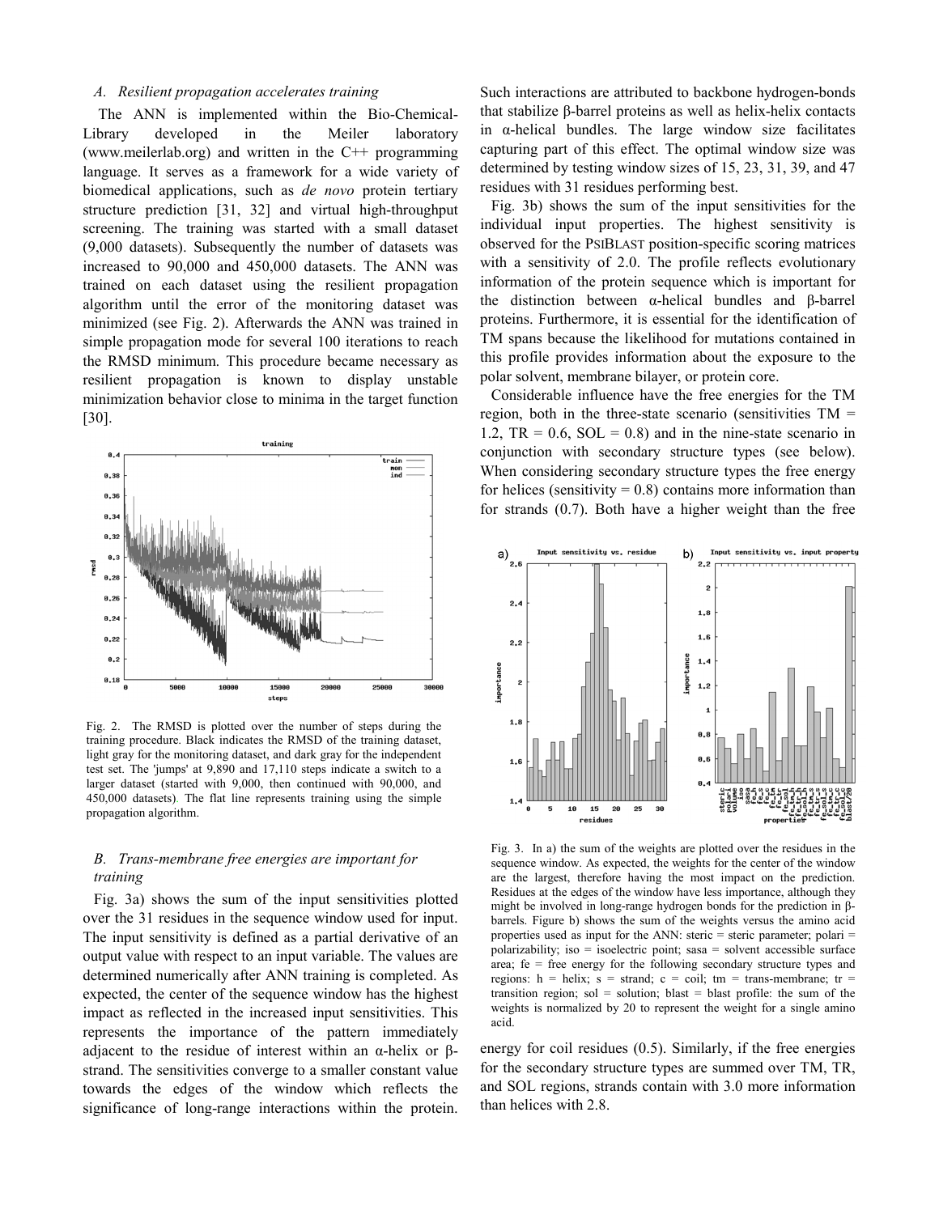### A. Resilient propagation accelerates training

The ANN is implemented within the Bio-Chemical-Library developed in the Meiler laboratory (www.meilerlab.org) and written in the C++ programming language. It serves as a framework for a wide variety of biomedical applications, such as *de novo* protein tertiary structure prediction [31, 32] and virtual high-throughput screening. The training was started with a small dataset (9,000 datasets). Subsequently the number of datasets was increased to 90,000 and 450,000 datasets. The ANN was trained on each dataset using the resilient propagation algorithm until the error of the monitoring dataset was minimized (see Fig. 2). Afterwards the ANN was trained in simple propagation mode for several 100 iterations to reach the RMSD minimum. This procedure became necessary as resilient propagation is known to display unstable minimization behavior close to minima in the target function [30].

Fig. 2. The RMSD is plotted over the number of steps during the training procedure. Black indicates the RMSD of the training dataset, light gray for the monitoring dataset, and dark gray for the independent test set. The 'jumps' at 9,890 and 17,110 steps indicate a switch to a larger dataset (started with 9,000, then continued with 90,000, and 450,000 datasets). The flat line represents training using the simple propagation algorithm.

### B. Trans-membrane free energies are important for training

Fig. 3a) shows the sum of the input sensitivities plotted over the 31 residues in the sequence window used for input. The input sensitivity is defined as a partial derivative of an output value with respect to an input variable. The values are determined numerically after ANN training is completed. As expected, the center of the sequence window has the highest impact as reflected in the increased input sensitivities. This represents the importance of the pattern immediately adjacent to the residue of interest within an α-helix or β-strand. The sensitivities converge to a smaller constant value towards the edges of the window which reflects the significance of long-range interactions within the protein. Such interactions are attributed to backbone hydrogen-bonds that stabilize β-barrel proteins as well as helix-helix contacts in α-helical bundles. The large window size facilitates capturing part of this effect. The optimal window size was determined by testing window sizes of 15, 23, 31, 39, and 47 residues with 31 residues performing best.

Fig. 3b) shows the sum of the input sensitivities for the individual input properties. The highest sensitivity is observed for the PSIBLAST position-specific scoring matrices with a sensitivity of 2.0. The profile reflects evolutionary information of the protein sequence which is important for the distinction between α-helical bundles and β-barrel proteins. Furthermore, it is essential for the identification of TM spans because the likelihood for mutations contained in this profile provides information about the exposure to the polar solvent, membrane bilayer, or protein core.

Considerable influence have the free energies for the TM region, both in the three-state scenario (sensitivities TM = 1.2, TR = 0.6, SOL = 0.8) and in the nine-state scenario in conjunction with secondary structure types (see below). When considering secondary structure types the free energy for helices (sensitivity = 0.8) contains more information than for strands (0.7). Both have a higher weight than the free energy for coil residues (0.5). Similarly, if the free energies for the secondary structure types are summed over TM, TR, and SOL regions, strands contain with 3.0 more information than helices with 2.8.

Fig. 3. In a) the sum of the weights are plotted over the residues in the sequence window. As expected, the weights for the center of the window are the largest, therefore having the most impact on the prediction. Residues at the edges of the window have less importance, although they might be involved in long-range hydrogen bonds for the prediction in β-barrels. Figure b) shows the sum of the weights versus the amino acid properties used as input for the ANN: steric = steric parameter; polari = polarizability; iso = isoelectric point; sasa = solvent accessible surface area; fe = free energy for the following secondary structure types and regions: h = helix; s = strand; c = coil; tm = trans-membrane; tr = transition region; sol = solution; blast = blast profile: the sum of the weights is normalized by 20 to represent the weight for a single amino acid.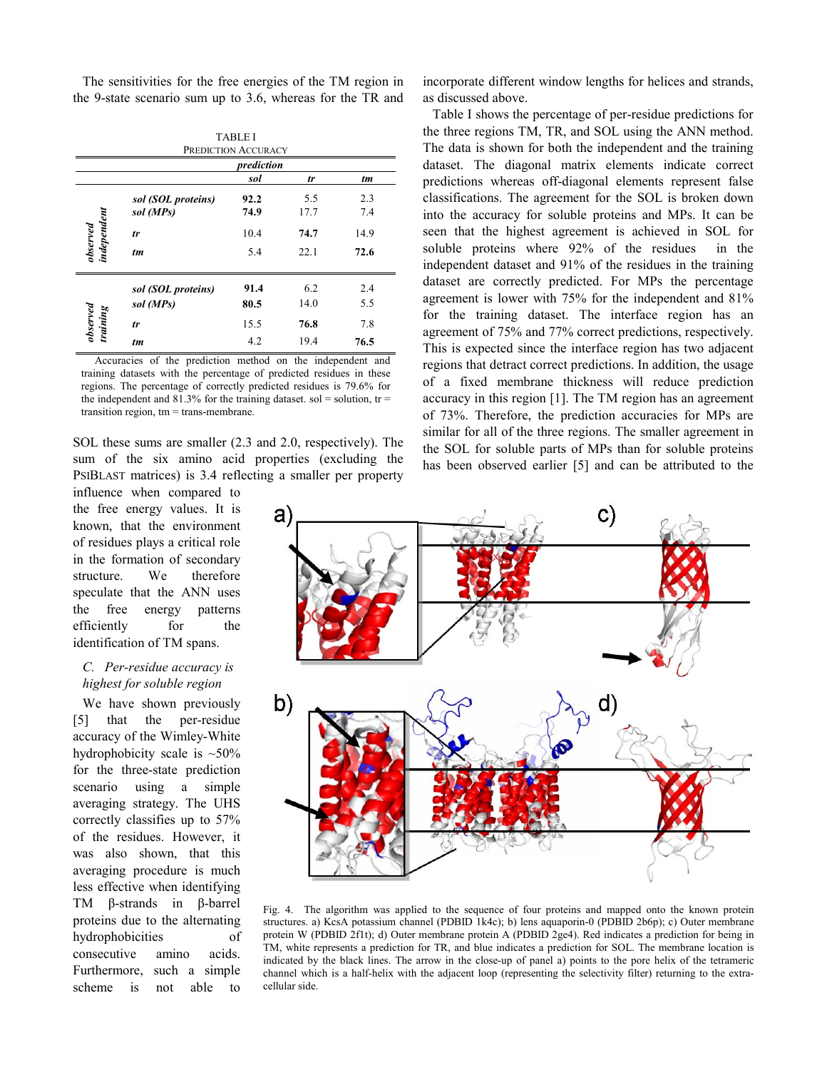The sensitivities for the free energies of the TM region in the 9-state scenario sum up to 3.6, whereas for the TR and SOL these sums are smaller (2.3 and 2.0, respectively). The sum of the six amino acid properties (excluding the PSIBLAST matrices) is 3.4 reflecting a smaller per property influence when compared to the free energy values. It is known, that the environment of residues plays a critical role in the formation of secondary structure. We therefore speculate that the ANN uses the free energy patterns efficiently for the identification of TM spans.

TABLE I
PREDICTION ACCURACY

| | | prediction | | |
|---|---|---|---|---|
| | | *sol* | *tr* | *tm* |
| observed independent | *sol (SOL proteins)* | **92.2** | 5.5 | 2.3 |
| | *sol (MPs)* | **74.9** | 17.7 | 7.4 |
| | *tr* | 10.4 | **74.7** | 14.9 |
| | *tm* | 5.4 | 22.1 | **72.6** |
| observed training | *sol (SOL proteins)* | **91.4** | 6.2 | 2.4 |
| | *sol (MPs)* | **80.5** | 14.0 | 5.5 |
| | *tr* | 15.5 | **76.8** | 7.8 |
| | *tm* | 4.2 | 19.4 | **76.5** |

Accuracies of the prediction method on the independent and training datasets with the percentage of predicted residues in these regions. The percentage of correctly predicted residues is 79.6% for the independent and 81.3% for the training dataset. sol = solution, tr = transition region, tm = trans-membrane.

### *C. Per-residue accuracy is highest for soluble region*

We have shown previously [5] that the per-residue accuracy of the Wimley-White hydrophobicity scale is ~50% for the three-state prediction scenario using a simple averaging strategy. The UHS correctly classifies up to 57% of the residues. However, it was also shown, that this averaging procedure is much less effective when identifying TM β-strands in β-barrel proteins due to the alternating hydrophobicities of consecutive amino acids. Furthermore, such a simple scheme is not able to incorporate different window lengths for helices and strands, as discussed above.

Table I shows the percentage of per-residue predictions for the three regions TM, TR, and SOL using the ANN method. The data is shown for both the independent and the training dataset. The diagonal matrix elements indicate correct predictions whereas off-diagonal elements represent false classifications. The agreement for the SOL is broken down into the accuracy for soluble proteins and MPs. It can be seen that the highest agreement is achieved in SOL for soluble proteins where 92% of the residues in the independent dataset and 91% of the residues in the training dataset are correctly predicted. For MPs the percentage agreement is lower with 75% for the independent and 81% for the training dataset. The interface region has an agreement of 75% and 77% correct predictions, respectively. This is expected since the interface region has two adjacent regions that detract correct predictions. In addition, the usage of a fixed membrane thickness will reduce prediction accuracy in this region [1]. The TM region has an agreement of 73%. Therefore, the prediction accuracies for MPs are similar for all of the three regions. The smaller agreement in the SOL for soluble parts of MPs than for soluble proteins has been observed earlier [5] and can be attributed to the

Fig. 4. The algorithm was applied to the sequence of four proteins and mapped onto the known protein structures. a) KcsA potassium channel (PDBID 1k4c); b) lens aquaporin-0 (PDBID 2b6p); c) Outer membrane protein W (PDBID 2f1t); d) Outer membrane protein A (PDBID 2ge4). Red indicates a prediction for being in TM, white represents a prediction for TR, and blue indicates a prediction for SOL. The membrane location is indicated by the black lines. The arrow in the close-up of panel a) points to the pore helix of the tetrameric channel which is a half-helix with the adjacent loop (representing the selectivity filter) returning to the extra-cellular side.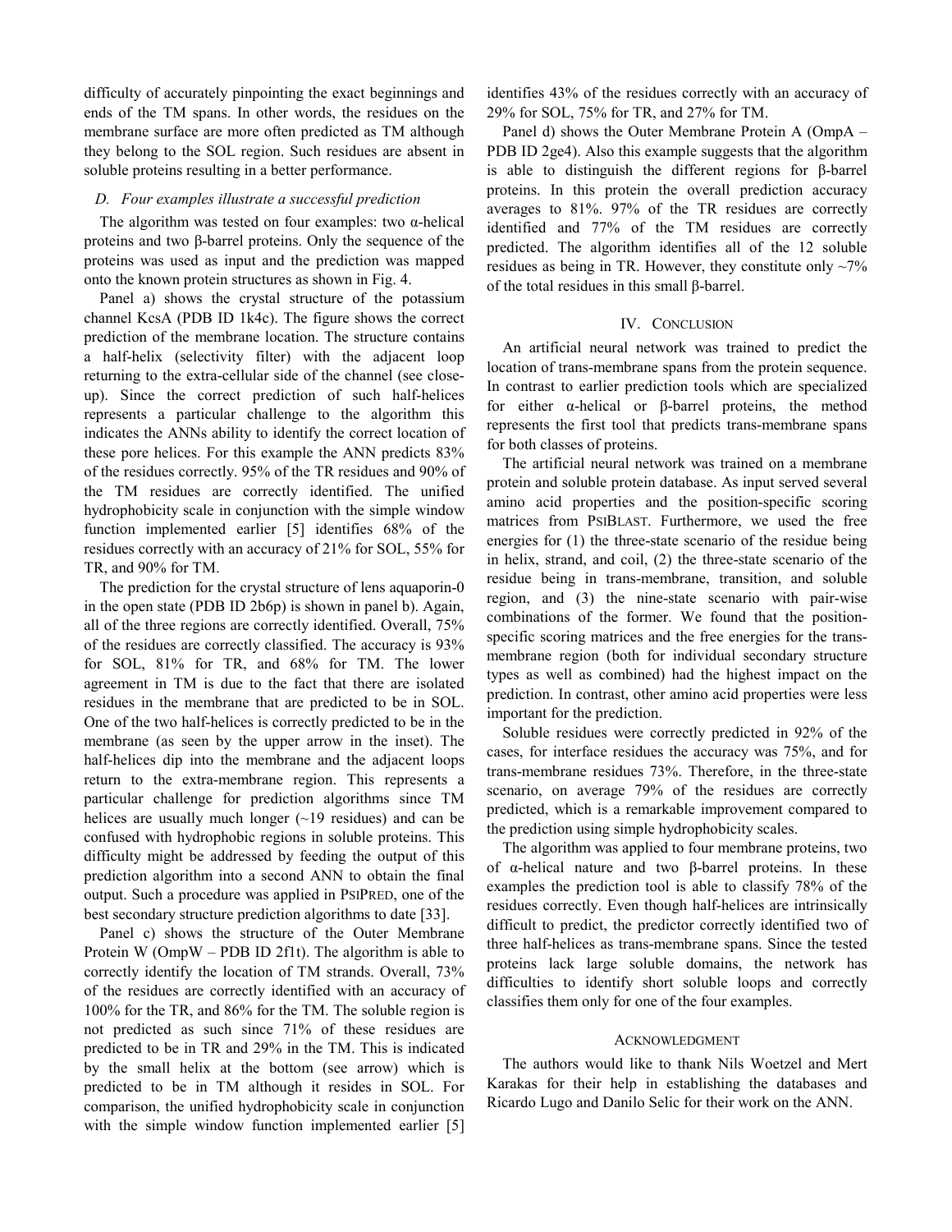difficulty of accurately pinpointing the exact beginnings and ends of the TM spans. In other words, the residues on the membrane surface are more often predicted as TM although they belong to the SOL region. Such residues are absent in soluble proteins resulting in a better performance.

### *D. Four examples illustrate a successful prediction*

The algorithm was tested on four examples: two α-helical proteins and two β-barrel proteins. Only the sequence of the proteins was used as input and the prediction was mapped onto the known protein structures as shown in Fig. 4.

Panel a) shows the crystal structure of the potassium channel KcsA (PDB ID 1k4c). The figure shows the correct prediction of the membrane location. The structure contains a half-helix (selectivity filter) with the adjacent loop returning to the extra-cellular side of the channel (see close-up). Since the correct prediction of such half-helices represents a particular challenge to the algorithm this indicates the ANNs ability to identify the correct location of these pore helices. For this example the ANN predicts 83% of the residues correctly. 95% of the TR residues and 90% of the TM residues are correctly identified. The unified hydrophobicity scale in conjunction with the simple window function implemented earlier [5] identifies 68% of the residues correctly with an accuracy of 21% for SOL, 55% for TR, and 90% for TM.

The prediction for the crystal structure of lens aquaporin-0 in the open state (PDB ID 2b6p) is shown in panel b). Again, all of the three regions are correctly identified. Overall, 75% of the residues are correctly classified. The accuracy is 93% for SOL, 81% for TR, and 68% for TM. The lower agreement in TM is due to the fact that there are isolated residues in the membrane that are predicted to be in SOL. One of the two half-helices is correctly predicted to be in the membrane (as seen by the upper arrow in the inset). The half-helices dip into the membrane and the adjacent loops return to the extra-membrane region. This represents a particular challenge for prediction algorithms since TM helices are usually much longer (~19 residues) and can be confused with hydrophobic regions in soluble proteins. This difficulty might be addressed by feeding the output of this prediction algorithm into a second ANN to obtain the final output. Such a procedure was applied in PSIPRED, one of the best secondary structure prediction algorithms to date [33].

Panel c) shows the structure of the Outer Membrane Protein W (OmpW – PDB ID 2f1t). The algorithm is able to correctly identify the location of TM strands. Overall, 73% of the residues are correctly identified with an accuracy of 100% for the TR, and 86% for the TM. The soluble region is not predicted as such since 71% of these residues are predicted to be in TR and 29% in the TM. This is indicated by the small helix at the bottom (see arrow) which is predicted to be in TM although it resides in SOL. For comparison, the unified hydrophobicity scale in conjunction with the simple window function implemented earlier [5] identifies 43% of the residues correctly with an accuracy of 29% for SOL, 75% for TR, and 27% for TM.

Panel d) shows the Outer Membrane Protein A (OmpA – PDB ID 2ge4). Also this example suggests that the algorithm is able to distinguish the different regions for β-barrel proteins. In this protein the overall prediction accuracy averages to 81%. 97% of the TR residues are correctly identified and 77% of the TM residues are correctly predicted. The algorithm identifies all of the 12 soluble residues as being in TR. However, they constitute only ~7% of the total residues in this small β-barrel.

## IV. Conclusion

An artificial neural network was trained to predict the location of trans-membrane spans from the protein sequence. In contrast to earlier prediction tools which are specialized for either α-helical or β-barrel proteins, the method represents the first tool that predicts trans-membrane spans for both classes of proteins.

The artificial neural network was trained on a membrane protein and soluble protein database. As input served several amino acid properties and the position-specific scoring matrices from PSIBLAST. Furthermore, we used the free energies for (1) the three-state scenario of the residue being in helix, strand, and coil, (2) the three-state scenario of the residue being in trans-membrane, transition, and soluble region, and (3) the nine-state scenario with pair-wise combinations of the former. We found that the position-specific scoring matrices and the free energies for the trans-membrane region (both for individual secondary structure types as well as combined) had the highest impact on the prediction. In contrast, other amino acid properties were less important for the prediction.

Soluble residues were correctly predicted in 92% of the cases, for interface residues the accuracy was 75%, and for trans-membrane residues 73%. Therefore, in the three-state scenario, on average 79% of the residues are correctly predicted, which is a remarkable improvement compared to the prediction using simple hydrophobicity scales.

The algorithm was applied to four membrane proteins, two of α-helical nature and two β-barrel proteins. In these examples the prediction tool is able to classify 78% of the residues correctly. Even though half-helices are intrinsically difficult to predict, the predictor correctly identified two of three half-helices as trans-membrane spans. Since the tested proteins lack large soluble domains, the network has difficulties to identify short soluble loops and correctly classifies them only for one of the four examples.

## Acknowledgment

The authors would like to thank Nils Woetzel and Mert Karakas for their help in establishing the databases and Ricardo Lugo and Danilo Selic for their work on the ANN.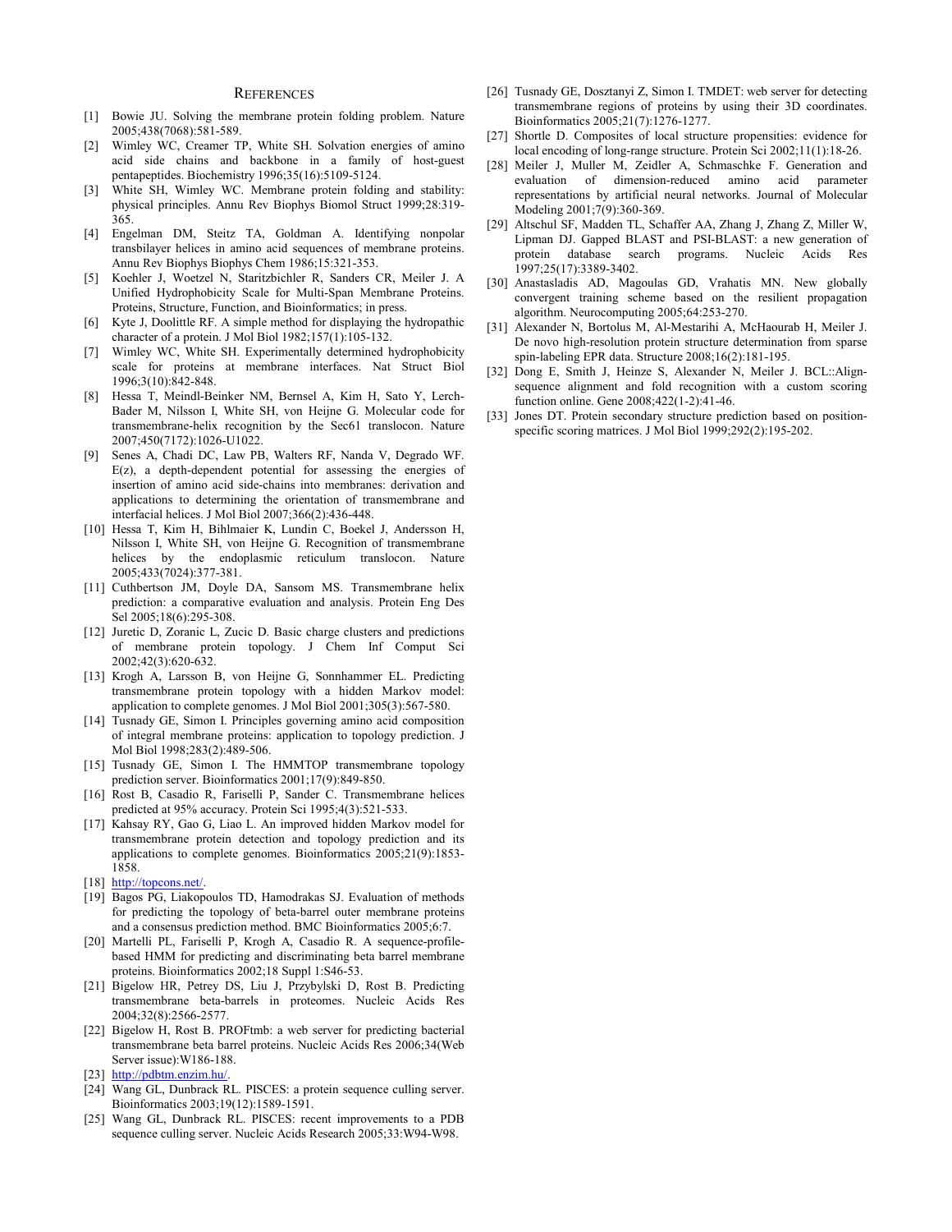## REFERENCES

[1] Bowie JU. Solving the membrane protein folding problem. Nature 2005;438(7068):581-589.

[2] Wimley WC, Creamer TP, White SH. Solvation energies of amino acid side chains and backbone in a family of host-guest pentapeptides. Biochemistry 1996;35(16):5109-5124.

[3] White SH, Wimley WC. Membrane protein folding and stability: physical principles. Annu Rev Biophys Biomol Struct 1999;28:319-365.

[4] Engelman DM, Steitz TA, Goldman A. Identifying nonpolar transbilayer helices in amino acid sequences of membrane proteins. Annu Rev Biophys Biophys Chem 1986;15:321-353.

[5] Koehler J, Woetzel N, Staritzbichler R, Sanders CR, Meiler J. A Unified Hydrophobicity Scale for Multi-Span Membrane Proteins. Proteins, Structure, Function, and Bioinformatics; in press.

[6] Kyte J, Doolittle RF. A simple method for displaying the hydropathic character of a protein. J Mol Biol 1982;157(1):105-132.

[7] Wimley WC, White SH. Experimentally determined hydrophobicity scale for proteins at membrane interfaces. Nat Struct Biol 1996;3(10):842-848.

[8] Hessa T, Meindl-Beinker NM, Bernsel A, Kim H, Sato Y, Lerch-Bader M, Nilsson I, White SH, von Heijne G. Molecular code for transmembrane-helix recognition by the Sec61 translocon. Nature 2007;450(7172):1026-U1022.

[9] Senes A, Chadi DC, Law PB, Walters RF, Nanda V, Degrado WF. E(z), a depth-dependent potential for assessing the energies of insertion of amino acid side-chains into membranes: derivation and applications to determining the orientation of transmembrane and interfacial helices. J Mol Biol 2007;366(2):436-448.

[10] Hessa T, Kim H, Bihlmaier K, Lundin C, Boekel J, Andersson H, Nilsson I, White SH, von Heijne G. Recognition of transmembrane helices by the endoplasmic reticulum translocon. Nature 2005;433(7024):377-381.

[11] Cuthbertson JM, Doyle DA, Sansom MS. Transmembrane helix prediction: a comparative evaluation and analysis. Protein Eng Des Sel 2005;18(6):295-308.

[12] Juretic D, Zoranic L, Zucic D. Basic charge clusters and predictions of membrane protein topology. J Chem Inf Comput Sci 2002;42(3):620-632.

[13] Krogh A, Larsson B, von Heijne G, Sonnhammer EL. Predicting transmembrane protein topology with a hidden Markov model: application to complete genomes. J Mol Biol 2001;305(3):567-580.

[14] Tusnady GE, Simon I. Principles governing amino acid composition of integral membrane proteins: application to topology prediction. J Mol Biol 1998;283(2):489-506.

[15] Tusnady GE, Simon I. The HMMTOP transmembrane topology prediction server. Bioinformatics 2001;17(9):849-850.

[16] Rost B, Casadio R, Fariselli P, Sander C. Transmembrane helices predicted at 95% accuracy. Protein Sci 1995;4(3):521-533.

[17] Kahsay RY, Gao G, Liao L. An improved hidden Markov model for transmembrane protein detection and topology prediction and its applications to complete genomes. Bioinformatics 2005;21(9):1853-1858.

[18] http://topcons.net/.

[19] Bagos PG, Liakopoulos TD, Hamodrakas SJ. Evaluation of methods for predicting the topology of beta-barrel outer membrane proteins and a consensus prediction method. BMC Bioinformatics 2005;6:7.

[20] Martelli PL, Fariselli P, Krogh A, Casadio R. A sequence-profile-based HMM for predicting and discriminating beta barrel membrane proteins. Bioinformatics 2002;18 Suppl 1:S46-53.

[21] Bigelow HR, Petrey DS, Liu J, Przybylski D, Rost B. Predicting transmembrane beta-barrels in proteomes. Nucleic Acids Res 2004;32(8):2566-2577.

[22] Bigelow H, Rost B. PROFtmb: a web server for predicting bacterial transmembrane beta barrel proteins. Nucleic Acids Res 2006;34(Web Server issue):W186-188.

[23] http://pdbtm.enzim.hu/.

[24] Wang GL, Dunbrack RL. PISCES: a protein sequence culling server. Bioinformatics 2003;19(12):1589-1591.

[25] Wang GL, Dunbrack RL. PISCES: recent improvements to a PDB sequence culling server. Nucleic Acids Research 2005;33:W94-W98.

[26] Tusnady GE, Dosztanyi Z, Simon I. TMDET: web server for detecting transmembrane regions of proteins by using their 3D coordinates. Bioinformatics 2005;21(7):1276-1277.

[27] Shortle D. Composites of local structure propensities: evidence for local encoding of long-range structure. Protein Sci 2002;11(1):18-26.

[28] Meiler J, Muller M, Zeidler A, Schmaschke F. Generation and evaluation of dimension-reduced amino acid parameter representations by artificial neural networks. Journal of Molecular Modeling 2001;7(9):360-369.

[29] Altschul SF, Madden TL, Schaffer AA, Zhang J, Zhang Z, Miller W, Lipman DJ. Gapped BLAST and PSI-BLAST: a new generation of protein database search programs. Nucleic Acids Res 1997;25(17):3389-3402.

[30] Anastasladis AD, Magoulas GD, Vrahatis MN. New globally convergent training scheme based on the resilient propagation algorithm. Neurocomputing 2005;64:253-270.

[31] Alexander N, Bortolus M, Al-Mestarihi A, McHaourab H, Meiler J. De novo high-resolution protein structure determination from sparse spin-labeling EPR data. Structure 2008;16(2):181-195.

[32] Dong E, Smith J, Heinze S, Alexander N, Meiler J. BCL::Align-sequence alignment and fold recognition with a custom scoring function online. Gene 2008;422(1-2):41-46.

[33] Jones DT. Protein secondary structure prediction based on position-specific scoring matrices. J Mol Biol 1999;292(2):195-202.